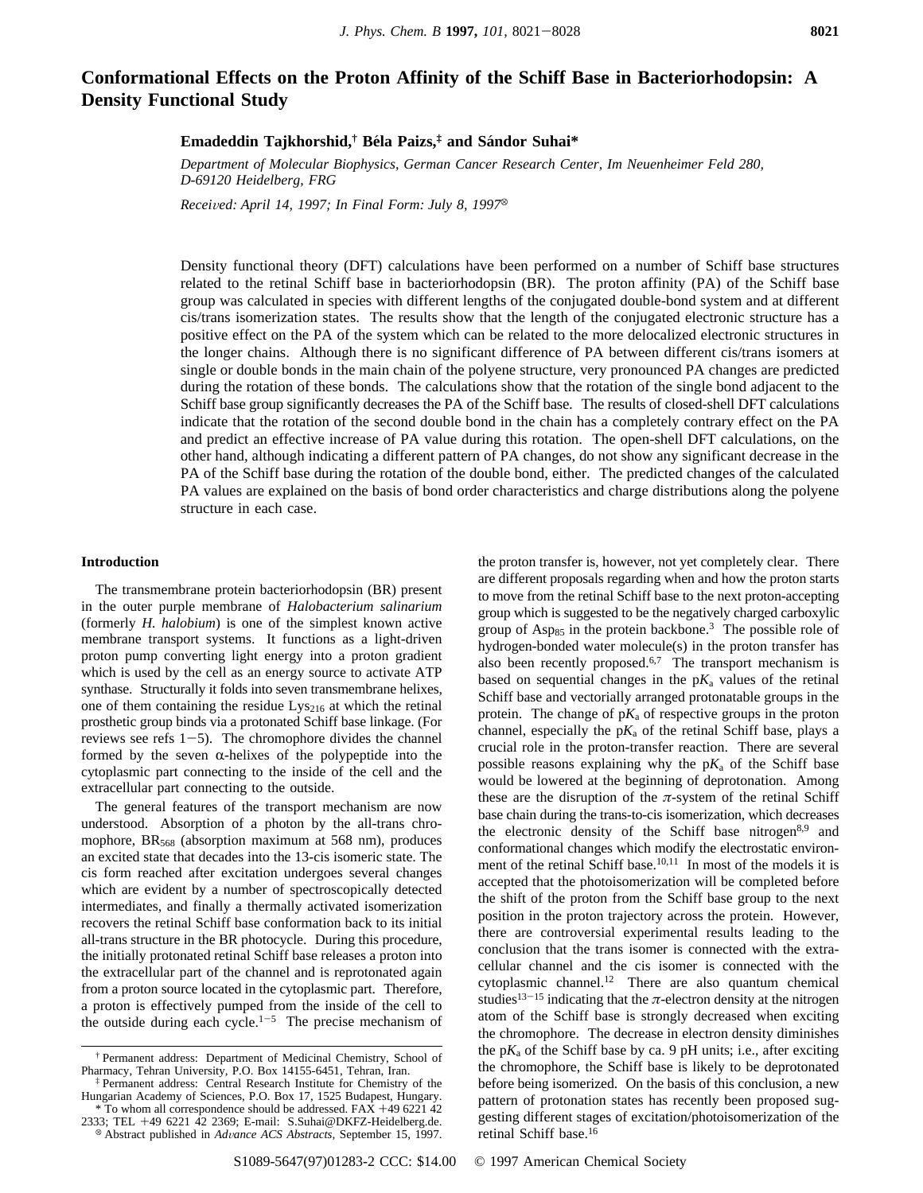# Conformational Effects on the Proton Affinity of the Schiff Base in Bacteriorhodopsin: A Density Functional Study

**Emadeddin Tajkhorshid,[†] Béla Paizs,[‡] and Sándor Suhai[*]**

*Department of Molecular Biophysics, German Cancer Research Center, Im Neuenheimer Feld 280, D-69120 Heidelberg, FRG*

*Received: April 14, 1997; In Final Form: July 8, 1997[⊗]*

Density functional theory (DFT) calculations have been performed on a number of Schiff base structures related to the retinal Schiff base in bacteriorhodopsin (BR). The proton affinity (PA) of the Schiff base group was calculated in species with different lengths of the conjugated double-bond system and at different cis/trans isomerization states. The results show that the length of the conjugated electronic structure has a positive effect on the PA of the system which can be related to the more delocalized electronic structures in the longer chains. Although there is no significant difference of PA between different cis/trans isomers at single or double bonds in the main chain of the polyene structure, very pronounced PA changes are predicted during the rotation of these bonds. The calculations show that the rotation of the single bond adjacent to the Schiff base group significantly decreases the PA of the Schiff base. The results of closed-shell DFT calculations indicate that the rotation of the second double bond in the chain has a completely contrary effect on the PA and predict an effective increase of PA value during this rotation. The open-shell DFT calculations, on the other hand, although indicating a different pattern of PA changes, do not show any significant decrease in the PA of the Schiff base during the rotation of the double bond, either. The predicted changes of the calculated PA values are explained on the basis of bond order characteristics and charge distributions along the polyene structure in each case.

## Introduction

The transmembrane protein bacteriorhodopsin (BR) present in the outer purple membrane of *Halobacterium salinarium* (formerly *H. halobium*) is one of the simplest known active membrane transport systems. It functions as a light-driven proton pump converting light energy into a proton gradient which is used by the cell as an energy source to activate ATP synthase. Structurally it folds into seven transmembrane helixes, one of them containing the residue $Lys_{216}$ at which the retinal prosthetic group binds via a protonated Schiff base linkage. (For reviews see refs 1−5). The chromophore divides the channel formed by the seven α-helixes of the polypeptide into the cytoplasmic part connecting to the inside of the cell and the extracellular part connecting to the outside.

The general features of the transport mechanism are now understood. Absorption of a photon by the all-trans chromophore, $BR_{568}$ (absorption maximum at 568 nm), produces an excited state that decades into the 13-cis isomeric state. The cis form reached after excitation undergoes several changes which are evident by a number of spectroscopically detected intermediates, and finally a thermally activated isomerization recovers the retinal Schiff base conformation back to its initial all-trans structure in the BR photocycle. During this procedure, the initially protonated retinal Schiff base releases a proton into the extracellular part of the channel and is reprotonated again from a proton source located in the cytoplasmic part. Therefore, a proton is effectively pumped from the inside of the cell to the outside during each cycle.[1−5] The precise mechanism of the proton transfer is, however, not yet completely clear. There are different proposals regarding when and how the proton starts to move from the retinal Schiff base to the next proton-accepting group which is suggested to be the negatively charged carboxylic group of $Asp_{85}$ in the protein backbone.[3] The possible role of hydrogen-bonded water molecule(s) in the proton transfer has also been recently proposed.[6,7] The transport mechanism is based on sequential changes in the p$K_a$ values of the retinal Schiff base and vectorially arranged protonatable groups in the protein. The change of p$K_a$ of respective groups in the proton channel, especially the p$K_a$ of the retinal Schiff base, plays a crucial role in the proton-transfer reaction. There are several possible reasons explaining why the p$K_a$ of the Schiff base would be lowered at the beginning of deprotonation. Among these are the disruption of the π-system of the retinal Schiff base chain during the trans-to-cis isomerization, which decreases the electronic density of the Schiff base nitrogen[8,9] and conformational changes which modify the electrostatic environment of the retinal Schiff base.[10,11] In most of the models it is accepted that the photoisomerization will be completed before the shift of the proton from the Schiff base group to the next position in the proton trajectory across the protein. However, there are controversial experimental results leading to the conclusion that the trans isomer is connected with the extracellular channel and the cis isomer is connected with the cytoplasmic channel.[12] There are also quantum chemical studies[13−15] indicating that the π-electron density at the nitrogen atom of the Schiff base is strongly decreased when exciting the chromophore. The decrease in electron density diminishes the p$K_a$ of the Schiff base by ca. 9 pH units; i.e., after exciting the chromophore, the Schiff base is likely to be deprotonated before being isomerized. On the basis of this conclusion, a new pattern of protonation states has recently been proposed suggesting different stages of excitation/photoisomerization of the retinal Schiff base.[16]

---

[†] Permanent address: Department of Medicinal Chemistry, School of Pharmacy, Tehran University, P.O. Box 14155-6451, Tehran, Iran.

[‡] Permanent address: Central Research Institute for Chemistry of the Hungarian Academy of Sciences, P.O. Box 17, 1525 Budapest, Hungary.

[*] To whom all correspondence should be addressed. FAX +49 6221 42 2333; TEL +49 6221 42 2369; E-mail: S.Suhai@DKFZ-Heidelberg.de.

[⊗] Abstract published in *Advance ACS Abstracts,* September 15, 1997.

S1089-5647(97)01283-2 CCC: $14.00 © 1997 American Chemical Society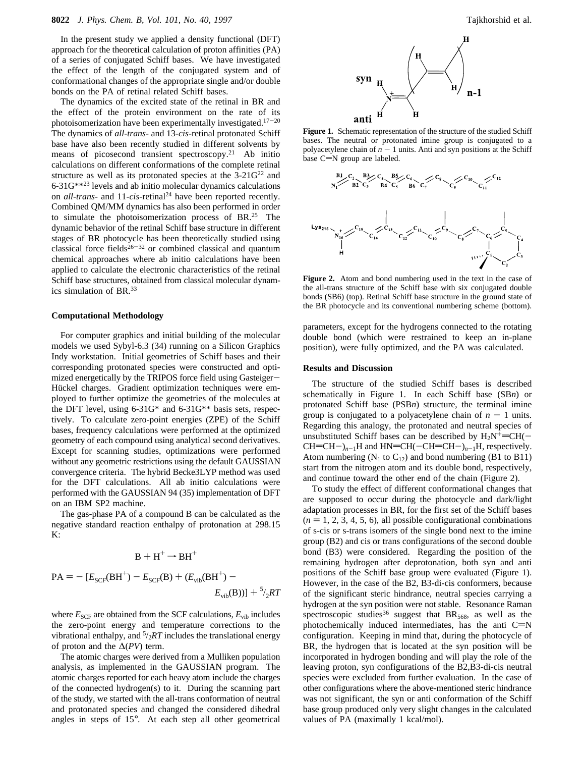In the present study we applied a density functional (DFT) approach for the theoretical calculation of proton affinities (PA) of a series of conjugated Schiff bases. We have investigated the effect of the length of the conjugated system and of conformational changes of the appropriate single and/or double bonds on the PA of retinal related Schiff bases.

The dynamics of the excited state of the retinal in BR and the effect of the protein environment on the rate of its photoisomerization have been experimentally investigated.[17-20] The dynamics of *all-trans*- and 13-*cis*-retinal protonated Schiff base have also been recently studied in different solvents by means of picosecond transient spectroscopy.[21] Ab initio calculations on different conformations of the complete retinal structure as well as its protonated species at the 3-21G[22] and 6-31G**[23] levels and ab initio molecular dynamics calculations on *all-trans*- and 11-*cis*-retinal[24] have been reported recently. Combined QM/MM dynamics has also been performed in order to simulate the photoisomerization process of BR.[25] The dynamic behavior of the retinal Schiff base structure in different stages of BR photocycle has been theoretically studied using classical force fields[26-32] or combined classical and quantum chemical approaches where ab initio calculations have been applied to calculate the electronic characteristics of the retinal Schiff base structures, obtained from classical molecular dynamics simulation of BR.[33]

### Computational Methodology

For computer graphics and initial building of the molecular models we used Sybyl-6.3 (34) running on a Silicon Graphics Indy workstation. Initial geometries of Schiff bases and their corresponding protonated species were constructed and optimized energetically by the TRIPOS force field using Gasteiger–Hückel charges. Gradient optimization techniques were employed to further optimize the geometries of the molecules at the DFT level, using 6-31G* and 6-31G** basis sets, respectively. To calculate zero-point energies (ZPE) of the Schiff bases, frequency calculations were performed at the optimized geometry of each compound using analytical second derivatives. Except for scanning studies, optimizations were performed without any geometric restrictions using the default GAUSSIAN convergence criteria. The hybrid Becke3LYP method was used for the DFT calculations. All ab initio calculations were performed with the GAUSSIAN 94 (35) implementation of DFT on an IBM SP2 machine.

The gas-phase PA of a compound B can be calculated as the negative standard reaction enthalpy of protonation at 298.15 K:

$$\mathrm{B} + \mathrm{H}^+ \rightarrow \mathrm{BH}^+$$

$$\mathrm{PA} = -[E_{\mathrm{SCF}}(\mathrm{BH}^+) - E_{\mathrm{SCF}}(\mathrm{B}) + (E_{\mathrm{vib}}(\mathrm{BH}^+) - E_{\mathrm{vib}}(\mathrm{B}))] + {}^5/_2RT$$

where $E_{\mathrm{SCF}}$ are obtained from the SCF calculations, $E_{\mathrm{vib}}$ includes the zero-point energy and temperature corrections to the vibrational enthalpy, and ${}^5/_2RT$ includes the translational energy of proton and the $\Delta(PV)$ term.

The atomic charges were derived from a Mulliken population analysis, as implemented in the GAUSSIAN program. The atomic charges reported for each heavy atom include the charges of the connected hydrogen(s) to it. During the scanning part of the study, we started with the all-trans conformation of neutral and protonated species and changed the considered dihedral angles in steps of 15°. At each step all other geometrical parameters, except for the hydrogens connected to the rotating double bond (which were restrained to keep an in-plane position), were fully optimized, and the PA was calculated.

**Figure 1.** Schematic representation of the structure of the studied Schiff bases. The neutral or protonated imine group is conjugated to a polyacetylene chain of $n - 1$ units. Anti and syn positions at the Schiff base C=N group are labeled.

**Figure 2.** Atom and bond numbering used in the text in the case of the all-trans structure of the Schiff base with six conjugated double bonds (SB6) (top). Retinal Schiff base structure in the ground state of the BR photocycle and its conventional numbering scheme (bottom).

### Results and Discussion

The structure of the studied Schiff bases is described schematically in Figure 1. In each Schiff base (SB*n*) or protonated Schiff base (PSB*n*) structure, the terminal imine group is conjugated to a polyacetylene chain of $n - 1$ units. Regarding this analogy, the protonated and neutral species of unsubstituted Schiff bases can be described by $\mathrm{H_2N^+{=}CH(-CH{=}CH-)_{n-1}H}$ and $\mathrm{HN{=}CH(-CH{=}CH-)_{n-1}H}$, respectively. Atom numbering ($N_1$ to $C_{12}$) and bond numbering (B1 to B11) start from the nitrogen atom and its double bond, respectively, and continue toward the other end of the chain (Figure 2).

To study the effect of different conformational changes that are supposed to occur during the photocycle and dark/light adaptation processes in BR, for the first set of the Schiff bases ($n = 1, 2, 3, 4, 5, 6$), all possible configurational combinations of s-cis or s-trans isomers of the single bond next to the imine group (B2) and cis or trans configurations of the second double bond (B3) were considered. Regarding the position of the remaining hydrogen after deprotonation, both syn and anti positions of the Schiff base group were evaluated (Figure 1). However, in the case of the B2, B3-di-cis conformers, because of the significant steric hindrance, neutral species carrying a hydrogen at the syn position were not stable. Resonance Raman spectroscopic studies[36] suggest that $\mathrm{BR_{568}}$, as well as the photochemically induced intermediates, has the anti C=N configuration. Keeping in mind that, during the photocycle of BR, the hydrogen that is located at the syn position will be incorporated in hydrogen bonding and will play the role of the leaving proton, syn configurations of the B2,B3-di-cis neutral species were excluded from further evaluation. In the case of other configurations where the above-mentioned steric hindrance was not significant, the syn or anti conformation of the Schiff base group produced only very slight changes in the calculated values of PA (maximally 1 kcal/mol).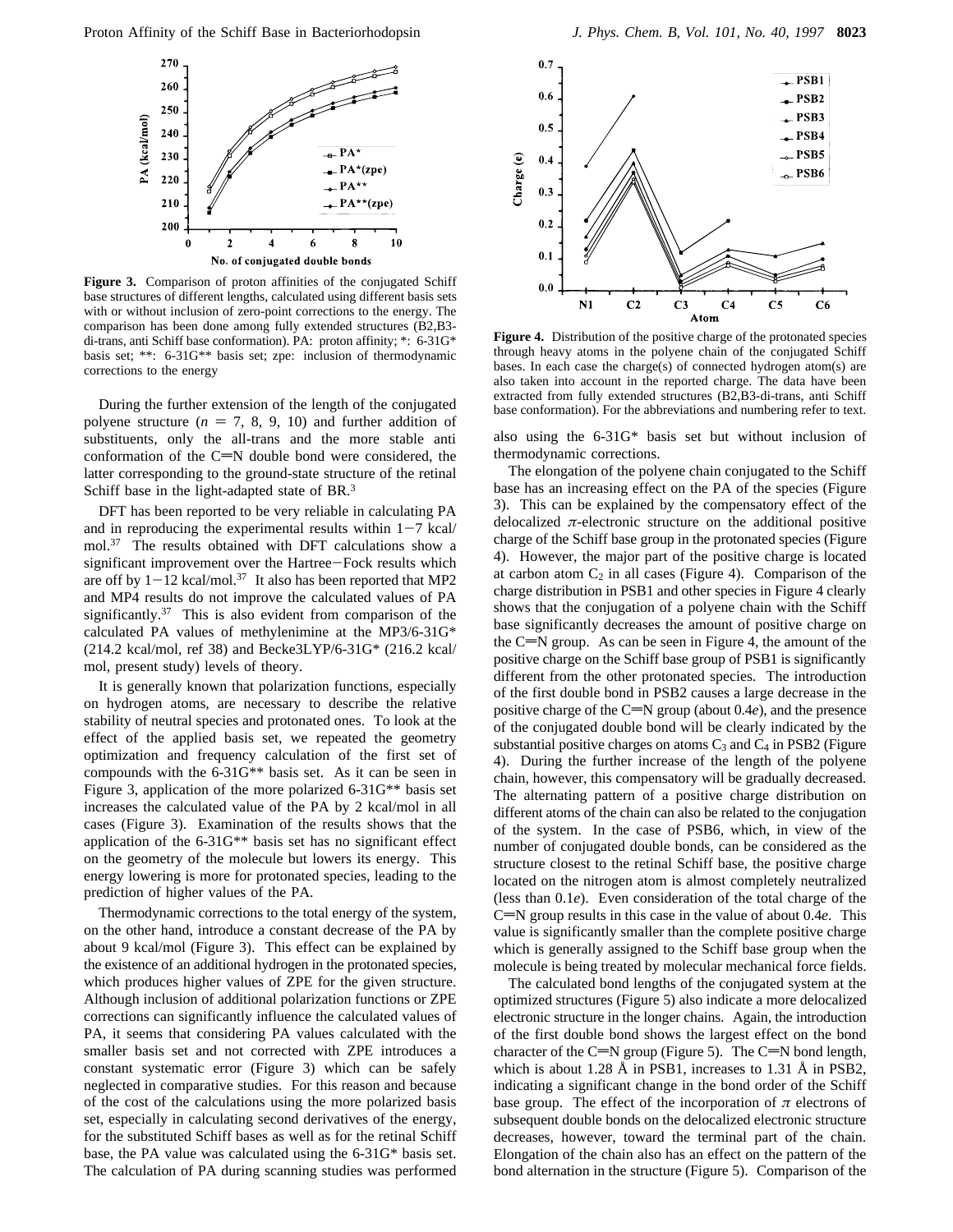**Figure 3.** Comparison of proton affinities of the conjugated Schiff base structures of different lengths, calculated using different basis sets with or without inclusion of zero-point corrections to the energy. The comparison has been done among fully extended structures (B2,B3-di-trans, anti Schiff base conformation). PA: proton affinity; *: 6-31G* basis set; **: 6-31G** basis set; zpe: inclusion of thermodynamic corrections to the energy

During the further extension of the length of the conjugated polyene structure ($n$ = 7, 8, 9, 10) and further addition of substituents, only the all-trans and the more stable anti conformation of the C=N double bond were considered, the latter corresponding to the ground-state structure of the retinal Schiff base in the light-adapted state of BR.[3]

DFT has been reported to be very reliable in calculating PA and in reproducing the experimental results within 1−7 kcal/mol.[37] The results obtained with DFT calculations show a significant improvement over the Hartree−Fock results which are off by 1−12 kcal/mol.[37] It also has been reported that MP2 and MP4 results do not improve the calculated values of PA significantly.[37] This is also evident from comparison of the calculated PA values of methylenimine at the MP3/6-31G* (214.2 kcal/mol, ref 38) and Becke3LYP/6-31G* (216.2 kcal/mol, present study) levels of theory.

It is generally known that polarization functions, especially on hydrogen atoms, are necessary to describe the relative stability of neutral species and protonated ones. To look at the effect of the applied basis set, we repeated the geometry optimization and frequency calculation of the first set of compounds with the 6-31G** basis set. As it can be seen in Figure 3, application of the more polarized 6-31G** basis set increases the calculated value of the PA by 2 kcal/mol in all cases (Figure 3). Examination of the results shows that the application of the 6-31G** basis set has no significant effect on the geometry of the molecule but lowers its energy. This energy lowering is more for protonated species, leading to the prediction of higher values of the PA.

Thermodynamic corrections to the total energy of the system, on the other hand, introduce a constant decrease of the PA by about 9 kcal/mol (Figure 3). This effect can be explained by the existence of an additional hydrogen in the protonated species, which produces higher values of ZPE for the given structure. Although inclusion of additional polarization functions or ZPE corrections can significantly influence the calculated values of PA, it seems that considering PA values calculated with the smaller basis set and not corrected with ZPE introduces a constant systematic error (Figure 3) which can be safely neglected in comparative studies. For this reason and because of the cost of the calculations using the more polarized basis set, especially in calculating second derivatives of the energy, for the substituted Schiff bases as well as for the retinal Schiff base, the PA value was calculated using the 6-31G* basis set. The calculation of PA during scanning studies was performed also using the 6-31G* basis set but without inclusion of thermodynamic corrections.

**Figure 4.** Distribution of the positive charge of the protonated species through heavy atoms in the polyene chain of the conjugated Schiff bases. In each case the charge(s) of connected hydrogen atom(s) are also taken into account in the reported charge. The data have been extracted from fully extended structures (B2,B3-di-trans, anti Schiff base conformation). For the abbreviations and numbering refer to text.

The elongation of the polyene chain conjugated to the Schiff base has an increasing effect on the PA of the species (Figure 3). This can be explained by the compensatory effect of the delocalized $\pi$-electronic structure on the additional positive charge of the Schiff base group in the protonated species (Figure 4). However, the major part of the positive charge is located at carbon atom $C_2$ in all cases (Figure 4). Comparison of the charge distribution in PSB1 and other species in Figure 4 clearly shows that the conjugation of a polyene chain with the Schiff base significantly decreases the amount of positive charge on the C=N group. As can be seen in Figure 4, the amount of the positive charge on the Schiff base group of PSB1 is significantly different from the other protonated species. The introduction of the first double bond in PSB2 causes a large decrease in the positive charge of the C=N group (about 0.4$e$), and the presence of the conjugated double bond will be clearly indicated by the substantial positive charges on atoms $C_3$ and $C_4$ in PSB2 (Figure 4). During the further increase of the length of the polyene chain, however, this compensatory will be gradually decreased. The alternating pattern of a positive charge distribution on different atoms of the chain can also be related to the conjugation of the system. In the case of PSB6, which, in view of the number of conjugated double bonds, can be considered as the structure closest to the retinal Schiff base, the positive charge located on the nitrogen atom is almost completely neutralized (less than 0.1$e$). Even consideration of the total charge of the C=N group results in this case in the value of about 0.4$e$. This value is significantly smaller than the complete positive charge which is generally assigned to the Schiff base group when the molecule is being treated by molecular mechanical force fields.

The calculated bond lengths of the conjugated system at the optimized structures (Figure 5) also indicate a more delocalized electronic structure in the longer chains. Again, the introduction of the first double bond shows the largest effect on the bond character of the C=N group (Figure 5). The C=N bond length, which is about 1.28 Å in PSB1, increases to 1.31 Å in PSB2, indicating a significant change in the bond order of the Schiff base group. The effect of the incorporation of $\pi$ electrons of subsequent double bonds on the delocalized electronic structure decreases, however, toward the terminal part of the chain. Elongation of the chain also has an effect on the pattern of the bond alternation in the structure (Figure 5). Comparison of the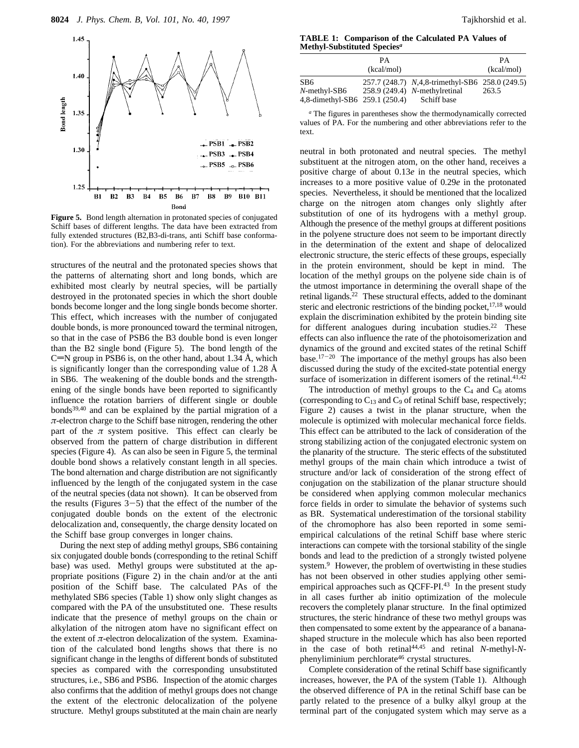**Figure 5.** Bond length alternation in protonated species of conjugated Schiff bases of different lengths. The data have been extracted from fully extended structures (B2,B3-di-trans, anti Schiff base conformation). For the abbreviations and numbering refer to text.

structures of the neutral and the protonated species shows that the patterns of alternating short and long bonds, which are exhibited most clearly by neutral species, will be partially destroyed in the protonated species in which the short double bonds become longer and the long single bonds become shorter. This effect, which increases with the number of conjugated double bonds, is more pronounced toward the terminal nitrogen, so that in the case of PSB6 the B3 double bond is even longer than the B2 single bond (Figure 5). The bond length of the C=N group in PSB6 is, on the other hand, about 1.34 Å, which is significantly longer than the corresponding value of 1.28 Å in SB6. The weakening of the double bonds and the strengthening of the single bonds have been reported to significantly influence the rotation barriers of different single or double bonds[39,40] and can be explained by the partial migration of a $\pi$-electron charge to the Schiff base nitrogen, rendering the other part of the $\pi$ system positive. This effect can clearly be observed from the pattern of charge distribution in different species (Figure 4). As can also be seen in Figure 5, the terminal double bond shows a relatively constant length in all species. The bond alternation and charge distribution are not significantly influenced by the length of the conjugated system in the case of the neutral species (data not shown). It can be observed from the results (Figures 3–5) that the effect of the number of the conjugated double bonds on the extent of the electronic delocalization and, consequently, the charge density located on the Schiff base group converges in longer chains.

During the next step of adding methyl groups, SB6 containing six conjugated double bonds (corresponding to the retinal Schiff base) was used. Methyl groups were substituted at the appropriate positions (Figure 2) in the chain and/or at the anti position of the Schiff base. The calculated PAs of the methylated SB6 species (Table 1) show only slight changes as compared with the PA of the unsubstituted one. These results indicate that the presence of methyl groups on the chain or alkylation of the nitrogen atom have no significant effect on the extent of $\pi$-electron delocalization of the system. Examination of the calculated bond lengths shows that there is no significant change in the lengths of different bonds of substituted species as compared with the corresponding unsubstituted structures, i.e., SB6 and PSB6. Inspection of the atomic charges also confirms that the addition of methyl groups does not change the extent of the electronic delocalization of the polyene structure. Methyl groups substituted at the main chain are nearly

**TABLE 1: Comparison of the Calculated PA Values of Methyl-Substituted Species**[a]

| | PA (kcal/mol) | | PA (kcal/mol) |
|---|---|---|---|
| SB6 | 257.7 (248.7) | *N*,4,8-trimethyl-SB6 | 258.0 (249.5) |
| *N*-methyl-SB6 | 258.9 (249.4) | *N*-methylretinal Schiff base | 263.5 |
| 4,8-dimethyl-SB6 | 259.1 (250.4) | | |

[a] The figures in parentheses show the thermodynamically corrected values of PA. For the numbering and other abbreviations refer to the text.

neutral in both protonated and neutral species. The methyl substituent at the nitrogen atom, on the other hand, receives a positive charge of about 0.13*e* in the neutral species, which increases to a more positive value of 0.29*e* in the protonated species. Nevertheless, it should be mentioned that the localized charge on the nitrogen atom changes only slightly after substitution of one of its hydrogens with a methyl group. Although the presence of the methyl groups at different positions in the polyene structure does not seem to be important directly in the determination of the extent and shape of delocalized electronic structure, the steric effects of these groups, especially in the protein environment, should be kept in mind. The location of the methyl groups on the polyene side chain is of the utmost importance in determining the overall shape of the retinal ligands.[22] These structural effects, added to the dominant steric and electronic restrictions of the binding pocket,[17,18] would explain the discrimination exhibited by the protein binding site for different analogues during incubation studies.[22] These effects can also influence the rate of the photoisomerization and dynamics of the ground and excited states of the retinal Schiff base.[17–20] The importance of the methyl groups has also been discussed during the study of the excited-state potential energy surface of isomerization in different isomers of the retinal.[41,42]

The introduction of methyl groups to the $C_4$ and $C_8$ atoms (corresponding to $C_{13}$ and $C_9$ of retinal Schiff base, respectively; Figure 2) causes a twist in the planar structure, when the molecule is optimized with molecular mechanical force fields. This effect can be attributed to the lack of consideration of the strong stabilizing action of the conjugated electronic system on the planarity of the structure. The steric effects of the substituted methyl groups of the main chain which introduce a twist of structure and/or lack of consideration of the strong effect of conjugation on the stabilization of the planar structure should be considered when applying common molecular mechanics force fields in order to simulate the behavior of systems such as BR. Systematical underestimation of the torsional stability of the chromophore has also been reported in some semiempirical calculations of the retinal Schiff base where steric interactions can compete with the torsional stability of the single bonds and lead to the prediction of a strongly twisted polyene system.[9] However, the problem of overtwisting in these studies has not been observed in other studies applying other semiempirical approaches such as QCFF-PI.[43] In the present study in all cases further ab initio optimization of the molecule recovers the completely planar structure. In the final optimized structures, the steric hindrance of these two methyl groups was then compensated to some extent by the appearance of a banana-shaped structure in the molecule which has also been reported in the case of both retinal[44,45] and retinal *N*-methyl-*N*-phenyliminium perchlorate[46] crystal structures.

Complete consideration of the retinal Schiff base significantly increases, however, the PA of the system (Table 1). Although the observed difference of PA in the retinal Schiff base can be partly related to the presence of a bulky alkyl group at the terminal part of the conjugated system which may serve as a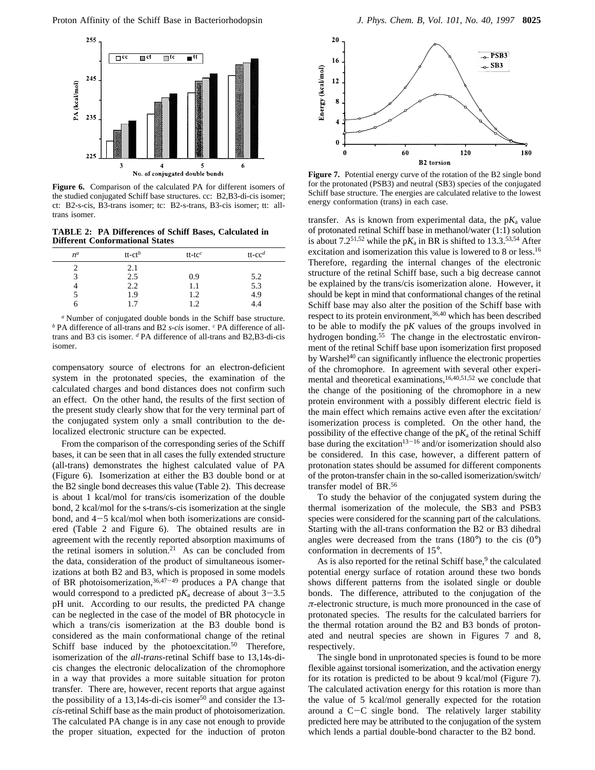**Figure 6.** Comparison of the calculated PA for different isomers of the studied conjugated Schiff base structures. cc: B2,B3-di-cis isomer; ct: B2-s-cis, B3-trans isomer; tc: B2-s-trans, B3-cis isomer; tt: all-trans isomer.

**TABLE 2: PA Differences of Schiff Bases, Calculated in Different Conformational States**

| $n$[a] | tt-ct[b] | tt-tc[c] | tt-cc[d] |
|---|---|---|---|
| 2 | 2.1 | | |
| 3 | 2.5 | 0.9 | 5.2 |
| 4 | 2.2 | 1.1 | 5.3 |
| 5 | 1.9 | 1.2 | 4.9 |
| 6 | 1.7 | 1.2 | 4.4 |

[a] Number of conjugated double bonds in the Schiff base structure. [b] PA difference of all-trans and B2 *s-cis* isomer. [c] PA difference of all-trans and B3 cis isomer. [d] PA difference of all-trans and B2,B3-di-cis isomer.

compensatory source of electrons for an electron-deficient system in the protonated species, the examination of the calculated charges and bond distances does not confirm such an effect. On the other hand, the results of the first section of the present study clearly show that for the very terminal part of the conjugated system only a small contribution to the delocalized electronic structure can be expected.

From the comparison of the corresponding series of the Schiff bases, it can be seen that in all cases the fully extended structure (all-trans) demonstrates the highest calculated value of PA (Figure 6). Isomerization at either the B3 double bond or at the B2 single bond decreases this value (Table 2). This decrease is about 1 kcal/mol for trans/cis isomerization of the double bond, 2 kcal/mol for the s-trans/s-cis isomerization at the single bond, and 4−5 kcal/mol when both isomerizations are considered (Table 2 and Figure 6). The obtained results are in agreement with the recently reported absorption maximums of the retinal isomers in solution.[21] As can be concluded from the data, consideration of the product of simultaneous isomerizations at both B2 and B3, which is proposed in some models of BR photoisomerization,[36,47−49] produces a PA change that would correspond to a predicted p$K_a$ decrease of about 3−3.5 pH unit. According to our results, the predicted PA change can be neglected in the case of the model of BR photocycle in which a trans/cis isomerization at the B3 double bond is considered as the main conformational change of the retinal Schiff base induced by the photoexcitation.[50] Therefore, isomerization of the *all-trans*-retinal Schiff base to 13,14s-di-cis changes the electronic delocalization of the chromophore in a way that provides a more suitable situation for proton transfer. There are, however, recent reports that argue against the possibility of a 13,14s-di-cis isomer[50] and consider the 13-*cis*-retinal Schiff base as the main product of photoisomerization. The calculated PA change is in any case not enough to provide the proper situation, expected for the induction of proton transfer. As is known from experimental data, the p$K_a$ value of protonated retinal Schiff base in methanol/water (1:1) solution is about 7.2[51,52] while the p$K_a$ in BR is shifted to 13.3.[53,54] After excitation and isomerization this value is lowered to 8 or less.[16] Therefore, regarding the internal changes of the electronic structure of the retinal Schiff base, such a big decrease cannot be explained by the trans/cis isomerization alone. However, it should be kept in mind that conformational changes of the retinal Schiff base may also alter the position of the Schiff base with respect to its protein environment,[36,40] which has been described to be able to modify the p$K$ values of the groups involved in hydrogen bonding.[55] The change in the electrostatic environment of the retinal Schiff base upon isomerization first proposed by Warshel[40] can significantly influence the electronic properties of the chromophore. In agreement with several other experimental and theoretical examinations,[16,40,51,52] we conclude that the change of the positioning of the chromophore in a new protein environment with a possibly different electric field is the main effect which remains active even after the excitation/isomerization process is completed. On the other hand, the possibility of the effective change of the p$K_a$ of the retinal Schiff base during the excitation[13−16] and/or isomerization should also be considered. In this case, however, a different pattern of protonation states should be assumed for different components of the proton-transfer chain in the so-called isomerization/switch/transfer model of BR.[56]

**Figure 7.** Potential energy curve of the rotation of the B2 single bond for the protonated (PSB3) and neutral (SB3) species of the conjugated Schiff base structure. The energies are calculated relative to the lowest energy conformation (trans) in each case.

To study the behavior of the conjugated system during the thermal isomerization of the molecule, the SB3 and PSB3 species were considered for the scanning part of the calculations. Starting with the all-trans conformation the B2 or B3 dihedral angles were decreased from the trans (180°) to the cis (0°) conformation in decrements of 15°.

As is also reported for the retinal Schiff base,[9] the calculated potential energy surface of rotation around these two bonds shows different patterns from the isolated single or double bonds. The difference, attributed to the conjugation of the $\pi$-electronic structure, is much more pronounced in the case of protonated species. The results for the calculated barriers for the thermal rotation around the B2 and B3 bonds of protonated and neutral species are shown in Figures 7 and 8, respectively.

The single bond in unprotonated species is found to be more flexible against torsional isomerization, and the activation energy for its rotation is predicted to be about 9 kcal/mol (Figure 7). The calculated activation energy for this rotation is more than the value of 5 kcal/mol generally expected for the rotation around a C−C single bond. The relatively larger stability predicted here may be attributed to the conjugation of the system which lends a partial double-bond character to the B2 bond.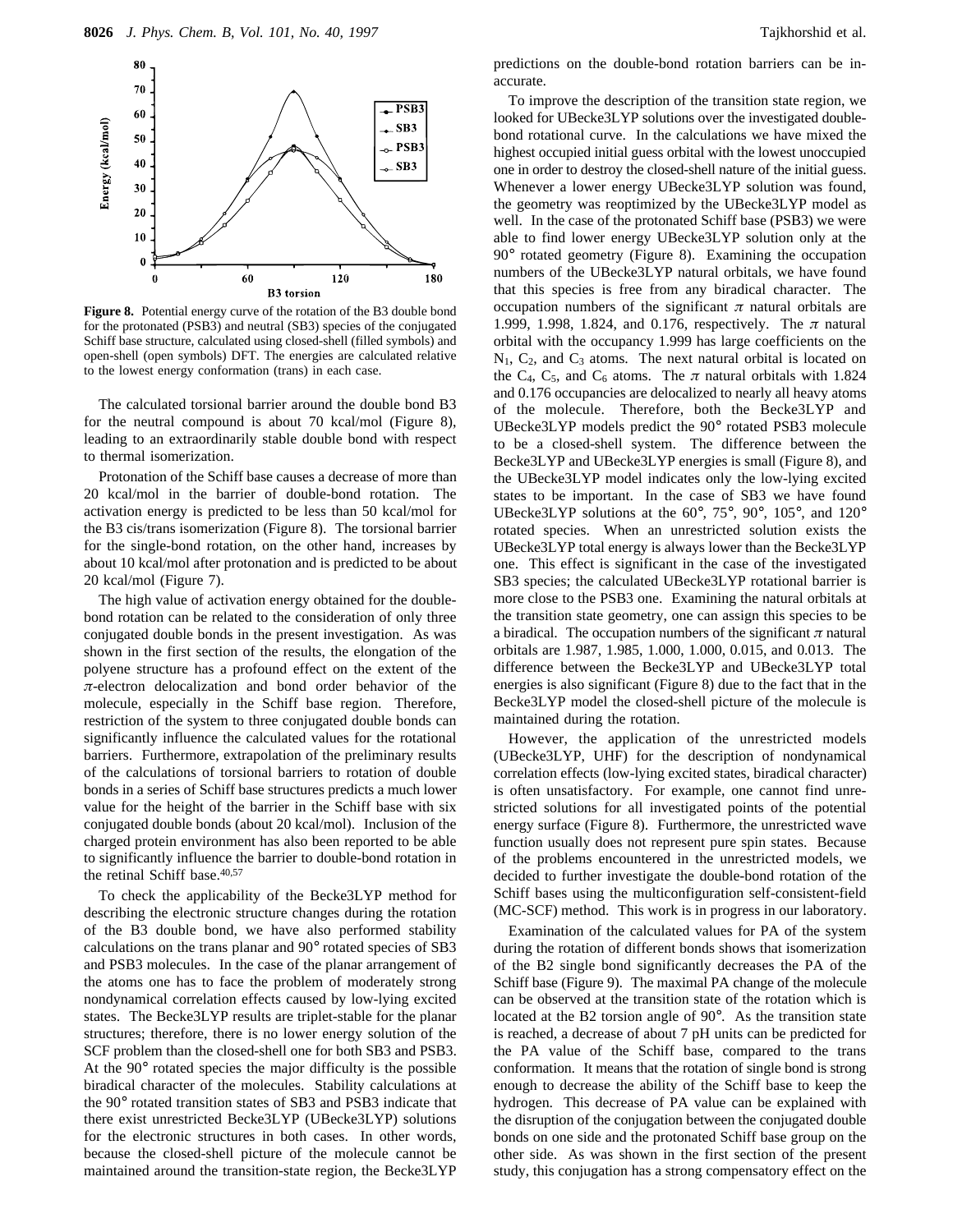Figure 8. Potential energy curve of the rotation of the B3 double bond for the protonated (PSB3) and neutral (SB3) species of the conjugated Schiff base structure, calculated using closed-shell (filled symbols) and open-shell (open symbols) DFT. The energies are calculated relative to the lowest energy conformation (trans) in each case.

The calculated torsional barrier around the double bond B3 for the neutral compound is about 70 kcal/mol (Figure 8), leading to an extraordinarily stable double bond with respect to thermal isomerization.

Protonation of the Schiff base causes a decrease of more than 20 kcal/mol in the barrier of double-bond rotation. The activation energy is predicted to be less than 50 kcal/mol for the B3 cis/trans isomerization (Figure 8). The torsional barrier for the single-bond rotation, on the other hand, increases by about 10 kcal/mol after protonation and is predicted to be about 20 kcal/mol (Figure 7).

The high value of activation energy obtained for the double-bond rotation can be related to the consideration of only three conjugated double bonds in the present investigation. As was shown in the first section of the results, the elongation of the polyene structure has a profound effect on the extent of the $\pi$-electron delocalization and bond order behavior of the molecule, especially in the Schiff base region. Therefore, restriction of the system to three conjugated double bonds can significantly influence the calculated values for the rotational barriers. Furthermore, extrapolation of the preliminary results of the calculations of torsional barriers to rotation of double bonds in a series of Schiff base structures predicts a much lower value for the height of the barrier in the Schiff base with six conjugated double bonds (about 20 kcal/mol). Inclusion of the charged protein environment has also been reported to be able to significantly influence the barrier to double-bond rotation in the retinal Schiff base.[40,57]

To check the applicability of the Becke3LYP method for describing the electronic structure changes during the rotation of the B3 double bond, we have also performed stability calculations on the trans planar and 90° rotated species of SB3 and PSB3 molecules. In the case of the planar arrangement of the atoms one has to face the problem of moderately strong nondynamical correlation effects caused by low-lying excited states. The Becke3LYP results are triplet-stable for the planar structures; therefore, there is no lower energy solution of the SCF problem than the closed-shell one for both SB3 and PSB3. At the 90° rotated species the major difficulty is the possible biradical character of the molecules. Stability calculations at the 90° rotated transition states of SB3 and PSB3 indicate that there exist unrestricted Becke3LYP (UBecke3LYP) solutions for the electronic structures in both cases. In other words, because the closed-shell picture of the molecule cannot be maintained around the transition-state region, the Becke3LYP predictions on the double-bond rotation barriers can be inaccurate.

To improve the description of the transition state region, we looked for UBecke3LYP solutions over the investigated double-bond rotational curve. In the calculations we have mixed the highest occupied initial guess orbital with the lowest unoccupied one in order to destroy the closed-shell nature of the initial guess. Whenever a lower energy UBecke3LYP solution was found, the geometry was reoptimized by the UBecke3LYP model as well. In the case of the protonated Schiff base (PSB3) we were able to find lower energy UBecke3LYP solution only at the 90° rotated geometry (Figure 8). Examining the occupation numbers of the UBecke3LYP natural orbitals, we have found that this species is free from any biradical character. The occupation numbers of the significant $\pi$ natural orbitals are 1.999, 1.998, 1.824, and 0.176, respectively. The $\pi$ natural orbital with the occupancy 1.999 has large coefficients on the $N_1$, $C_2$, and $C_3$ atoms. The next natural orbital is located on the $C_4$, $C_5$, and $C_6$ atoms. The $\pi$ natural orbitals with 1.824 and 0.176 occupancies are delocalized to nearly all heavy atoms of the molecule. Therefore, both the Becke3LYP and UBecke3LYP models predict the 90° rotated PSB3 molecule to be a closed-shell system. The difference between the Becke3LYP and UBecke3LYP energies is small (Figure 8), and the UBecke3LYP model indicates only the low-lying excited states to be important. In the case of SB3 we have found UBecke3LYP solutions at the 60°, 75°, 90°, 105°, and 120° rotated species. When an unrestricted solution exists the UBecke3LYP total energy is always lower than the Becke3LYP one. This effect is significant in the case of the investigated SB3 species; the calculated UBecke3LYP rotational barrier is more close to the PSB3 one. Examining the natural orbitals at the transition state geometry, one can assign this species to be a biradical. The occupation numbers of the significant $\pi$ natural orbitals are 1.987, 1.985, 1.000, 1.000, 0.015, and 0.013. The difference between the Becke3LYP and UBecke3LYP total energies is also significant (Figure 8) due to the fact that in the Becke3LYP model the closed-shell picture of the molecule is maintained during the rotation.

However, the application of the unrestricted models (UBecke3LYP, UHF) for the description of nondynamical correlation effects (low-lying excited states, biradical character) is often unsatisfactory. For example, one cannot find unrestricted solutions for all investigated points of the potential energy surface (Figure 8). Furthermore, the unrestricted wave function usually does not represent pure spin states. Because of the problems encountered in the unrestricted models, we decided to further investigate the double-bond rotation of the Schiff bases using the multiconfiguration self-consistent-field (MC-SCF) method. This work is in progress in our laboratory.

Examination of the calculated values for PA of the system during the rotation of different bonds shows that isomerization of the B2 single bond significantly decreases the PA of the Schiff base (Figure 9). The maximal PA change of the molecule can be observed at the transition state of the rotation which is located at the B2 torsion angle of 90°. As the transition state is reached, a decrease of about 7 pH units can be predicted for the PA value of the Schiff base, compared to the trans conformation. It means that the rotation of single bond is strong enough to decrease the ability of the Schiff base to keep the hydrogen. This decrease of PA value can be explained with the disruption of the conjugation between the conjugated double bonds on one side and the protonated Schiff base group on the other side. As was shown in the first section of the present study, this conjugation has a strong compensatory effect on the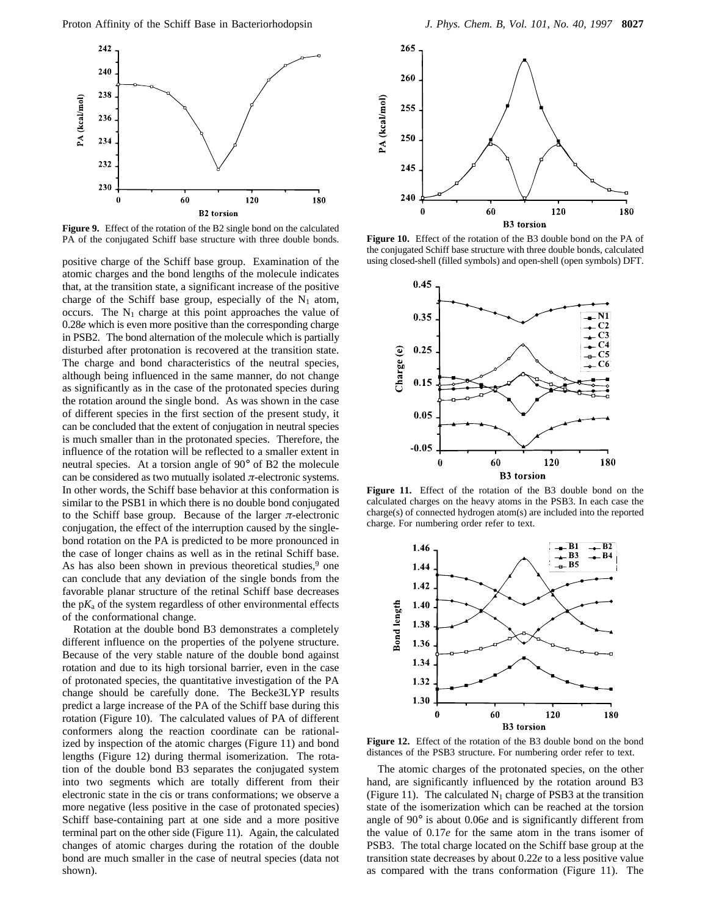**Figure 9.** Effect of the rotation of the B2 single bond on the calculated PA of the conjugated Schiff base structure with three double bonds.

positive charge of the Schiff base group. Examination of the atomic charges and the bond lengths of the molecule indicates that, at the transition state, a significant increase of the positive charge of the Schiff base group, especially of the $N_1$ atom, occurs. The $N_1$ charge at this point approaches the value of 0.28*e* which is even more positive than the corresponding charge in PSB2. The bond alternation of the molecule which is partially disturbed after protonation is recovered at the transition state. The charge and bond characteristics of the neutral species, although being influenced in the same manner, do not change as significantly as in the case of the protonated species during the rotation around the single bond. As was shown in the case of different species in the first section of the present study, it can be concluded that the extent of conjugation in neutral species is much smaller than in the protonated species. Therefore, the influence of the rotation will be reflected to a smaller extent in neutral species. At a torsion angle of 90° of B2 the molecule can be considered as two mutually isolated $\pi$-electronic systems. In other words, the Schiff base behavior at this conformation is similar to the PSB1 in which there is no double bond conjugated to the Schiff base group. Because of the larger $\pi$-electronic conjugation, the effect of the interruption caused by the single-bond rotation on the PA is predicted to be more pronounced in the case of longer chains as well as in the retinal Schiff base. As has also been shown in previous theoretical studies,[9] one can conclude that any deviation of the single bonds from the favorable planar structure of the retinal Schiff base decreases the $pK_a$ of the system regardless of other environmental effects of the conformational change.

Rotation at the double bond B3 demonstrates a completely different influence on the properties of the polyene structure. Because of the very stable nature of the double bond against rotation and due to its high torsional barrier, even in the case of protonated species, the quantitative investigation of the PA change should be carefully done. The Becke3LYP results predict a large increase of the PA of the Schiff base during this rotation (Figure 10). The calculated values of PA of different conformers along the reaction coordinate can be rationalized by inspection of the atomic charges (Figure 11) and bond lengths (Figure 12) during thermal isomerization. The rotation of the double bond B3 separates the conjugated system into two segments which are totally different from their electronic state in the cis or trans conformations; we observe a more negative (less positive in the case of protonated species) Schiff base-containing part at one side and a more positive terminal part on the other side (Figure 11). Again, the calculated changes of atomic charges during the rotation of the double bond are much smaller in the case of neutral species (data not shown).

**Figure 10.** Effect of the rotation of the B3 double bond on the PA of the conjugated Schiff base structure with three double bonds, calculated using closed-shell (filled symbols) and open-shell (open symbols) DFT.

**Figure 11.** Effect of the rotation of the B3 double bond on the calculated charges on the heavy atoms in the PSB3. In each case the charge(s) of connected hydrogen atom(s) are included into the reported charge. For numbering order refer to text.

**Figure 12.** Effect of the rotation of the B3 double bond on the bond distances of the PSB3 structure. For numbering order refer to text.

The atomic charges of the protonated species, on the other hand, are significantly influenced by the rotation around B3 (Figure 11). The calculated $N_1$ charge of PSB3 at the transition state of the isomerization which can be reached at the torsion angle of 90° is about 0.06*e* and is significantly different from the value of 0.17*e* for the same atom in the trans isomer of PSB3. The total charge located on the Schiff base group at the transition state decreases by about 0.22*e* to a less positive value as compared with the trans conformation (Figure 11). The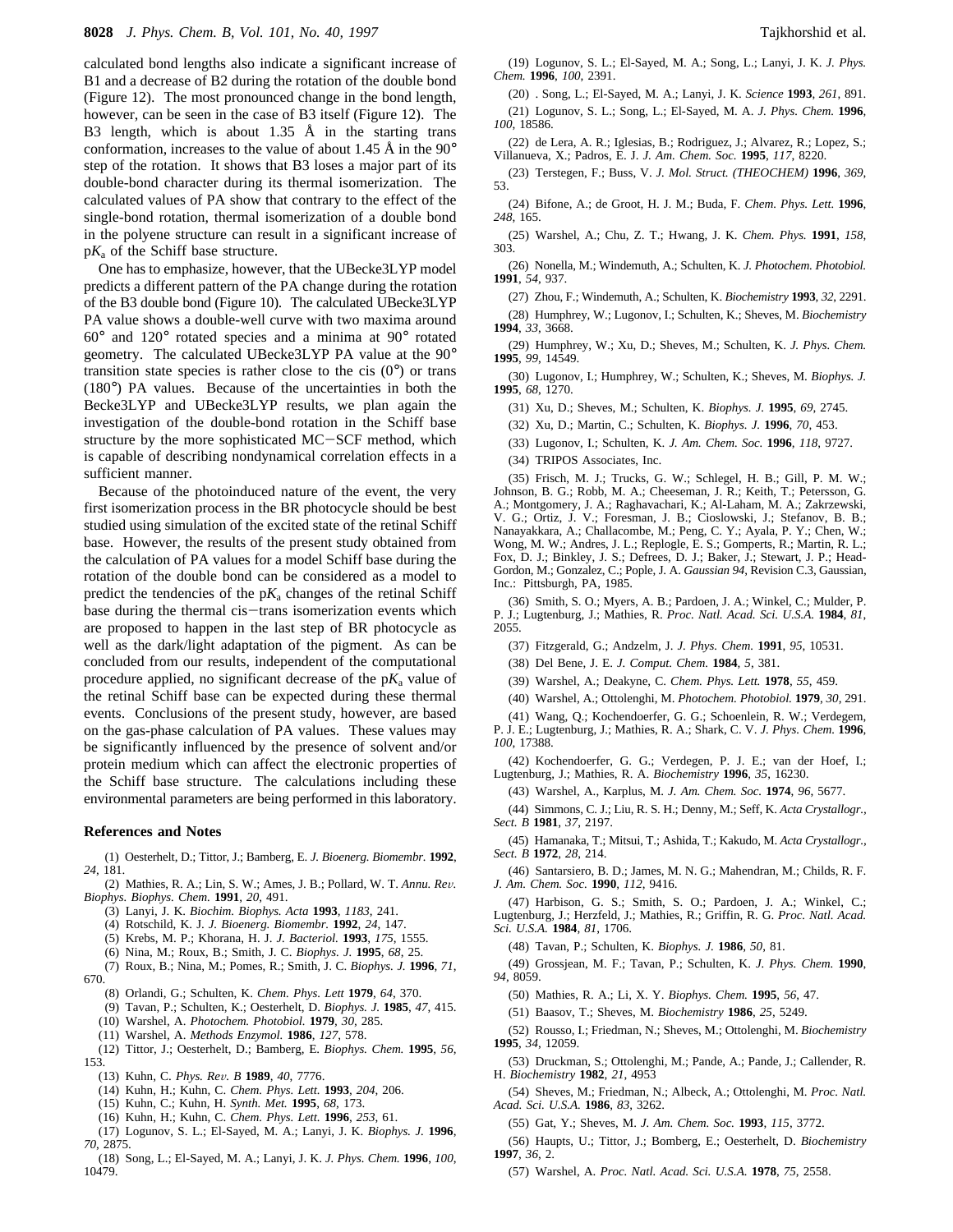calculated bond lengths also indicate a significant increase of B1 and a decrease of B2 during the rotation of the double bond (Figure 12). The most pronounced change in the bond length, however, can be seen in the case of B3 itself (Figure 12). The B3 length, which is about 1.35 Å in the starting trans conformation, increases to the value of about 1.45 Å in the 90° step of the rotation. It shows that B3 loses a major part of its double-bond character during its thermal isomerization. The calculated values of PA show that contrary to the effect of the single-bond rotation, thermal isomerization of a double bond in the polyene structure can result in a significant increase of p$K_a$ of the Schiff base structure.

One has to emphasize, however, that the UBecke3LYP model predicts a different pattern of the PA change during the rotation of the B3 double bond (Figure 10). The calculated UBecke3LYP PA value shows a double-well curve with two maxima around 60° and 120° rotated species and a minima at 90° rotated geometry. The calculated UBecke3LYP PA value at the 90° transition state species is rather close to the cis (0°) or trans (180°) PA values. Because of the uncertainties in both the Becke3LYP and UBecke3LYP results, we plan again the investigation of the double-bond rotation in the Schiff base structure by the more sophisticated MC−SCF method, which is capable of describing nondynamical correlation effects in a sufficient manner.

Because of the photoinduced nature of the event, the very first isomerization process in the BR photocycle should be best studied using simulation of the excited state of the retinal Schiff base. However, the results of the present study obtained from the calculation of PA values for a model Schiff base during the rotation of the double bond can be considered as a model to predict the tendencies of the p$K_a$ changes of the retinal Schiff base during the thermal cis−trans isomerization events which are proposed to happen in the last step of BR photocycle as well as the dark/light adaptation of the pigment. As can be concluded from our results, independent of the computational procedure applied, no significant decrease of the p$K_a$ value of the retinal Schiff base can be expected during these thermal events. Conclusions of the present study, however, are based on the gas-phase calculation of PA values. These values may be significantly influenced by the presence of solvent and/or protein medium which can affect the electronic properties of the Schiff base structure. The calculations including these environmental parameters are being performed in this laboratory.

## References and Notes

(1) Oesterhelt, D.; Tittor, J.; Bamberg, E. *J. Bioenerg. Biomembr.* **1992**, *24*, 181.

(2) Mathies, R. A.; Lin, S. W.; Ames, J. B.; Pollard, W. T. *Annu. Rev. Biophys. Biophys. Chem.* **1991**, *20*, 491.

(3) Lanyi, J. K. *Biochim. Biophys. Acta* **1993**, *1183*, 241.

(4) Rotschild, K. J. *J. Bioenerg. Biomembr.* **1992**, *24*, 147.

(5) Krebs, M. P.; Khorana, H. J. *J. Bacteriol.* **1993**, *175*, 1555.

(6) Nina, M.; Roux, B.; Smith, J. C. *Biophys. J.* **1995**, *68*, 25.

(7) Roux, B.; Nina, M.; Pomes, R.; Smith, J. C. *Biophys. J.* **1996**, *71*, 670.

(8) Orlandi, G.; Schulten, K. *Chem. Phys. Lett* **1979**, *64*, 370.

(9) Tavan, P.; Schulten, K.; Oesterhelt, D. *Biophys. J.* **1985**, *47*, 415.

(10) Warshel, A. *Photochem. Photobiol.* **1979**, *30*, 285.

(11) Warshel, A. *Methods Enzymol.* **1986**, *127*, 578.

(12) Tittor, J.; Oesterhelt, D.; Bamberg, E. *Biophys. Chem.* **1995**, *56*, 153.

(13) Kuhn, C. *Phys. Rev. B* **1989**, *40*, 7776.

(14) Kuhn, H.; Kuhn, C. *Chem. Phys. Lett.* **1993**, *204*, 206.

(15) Kuhn, C.; Kuhn, H. *Synth. Met.* **1995**, *68*, 173.

(16) Kuhn, H.; Kuhn, C. *Chem. Phys. Lett.* **1996**, *253*, 61.

(17) Logunov, S. L.; El-Sayed, M. A.; Lanyi, J. K. *Biophys. J.* **1996**, *70*, 2875.

(18) Song, L.; El-Sayed, M. A.; Lanyi, J. K. *J. Phys. Chem.* **1996**, *100*, 10479.

(19) Logunov, S. L.; El-Sayed, M. A.; Song, L.; Lanyi, J. K. *J. Phys. Chem.* **1996**, *100*, 2391.

(20) . Song, L.; El-Sayed, M. A.; Lanyi, J. K. *Science* **1993**, *261*, 891.

(21) Logunov, S. L.; Song, L.; El-Sayed, M. A. *J. Phys. Chem.* **1996**, *100*, 18586.

(22) de Lera, A. R.; Iglesias, B.; Rodriguez, J.; Alvarez, R.; Lopez, S.; Villanueva, X.; Padros, E. J. *J. Am. Chem. Soc.* **1995**, *117*, 8220.

(23) Terstegen, F.; Buss, V. *J. Mol. Struct. (THEOCHEM)* **1996**, *369*, 53.

(24) Bifone, A.; de Groot, H. J. M.; Buda, F. *Chem. Phys. Lett.* **1996**, *248*, 165.

(25) Warshel, A.; Chu, Z. T.; Hwang, J. K. *Chem. Phys.* **1991**, *158*, 303.

(26) Nonella, M.; Windemuth, A.; Schulten, K. *J. Photochem. Photobiol.* **1991**, *54*, 937.

(27) Zhou, F.; Windemuth, A.; Schulten, K. *Biochemistry* **1993**, *32*, 2291.

(28) Humphrey, W.; Lugonov, I.; Schulten, K.; Sheves, M. *Biochemistry* **1994**, *33*, 3668.

(29) Humphrey, W.; Xu, D.; Sheves, M.; Schulten, K. *J. Phys. Chem.* **1995**, *99*, 14549.

(30) Lugonov, I.; Humphrey, W.; Schulten, K.; Sheves, M. *Biophys. J.* **1995**, *68*, 1270.

(31) Xu, D.; Sheves, M.; Schulten, K. *Biophys. J.* **1995**, *69*, 2745.

(32) Xu, D.; Martin, C.; Schulten, K. *Biophys. J.* **1996**, *70*, 453.

(33) Lugonov, I.; Schulten, K. *J. Am. Chem. Soc.* **1996**, *118*, 9727.

(34) TRIPOS Associates, Inc.

(35) Frisch, M. J.; Trucks, G. W.; Schlegel, H. B.; Gill, P. M. W.; Johnson, B. G.; Robb, M. A.; Cheeseman, J. R.; Keith, T.; Petersson, G. A.; Montgomery, J. A.; Raghavachari, K.; Al-Laham, M. A.; Zakrzewski, V. G.; Ortiz, J. V.; Foresman, J. B.; Cioslowski, J.; Stefanov, B. B.; Nanayakkara, A.; Challacombe, M.; Peng, C. Y.; Ayala, P. Y.; Chen, W.; Wong, M. W.; Andres, J. L.; Replogle, E. S.; Gomperts, R.; Martin, R. L.; Fox, D. J.; Binkley, J. S.; Defrees, D. J.; Baker, J.; Stewart, J. P.; Head-Gordon, M.; Gonzalez, C.; Pople, J. A. *Gaussian 94*, Revision C.3, Gaussian, Inc.: Pittsburgh, PA, 1985.

(36) Smith, S. O.; Myers, A. B.; Pardoen, J. A.; Winkel, C.; Mulder, P. P. J.; Lugtenburg, J.; Mathies, R. *Proc. Natl. Acad. Sci. U.S.A.* **1984**, *81*, 2055.

(37) Fitzgerald, G.; Andzelm, J. *J. Phys. Chem.* **1991**, *95*, 10531.

(38) Del Bene, J. E. *J. Comput. Chem.* **1984**, *5*, 381.

(39) Warshel, A.; Deakyne, C. *Chem. Phys. Lett.* **1978**, *55*, 459.

(40) Warshel, A.; Ottolenghi, M. *Photochem. Photobiol.* **1979**, *30*, 291.

(41) Wang, Q.; Kochendoerfer, G. G.; Schoenlein, R. W.; Verdegem, P. J. E.; Lugtenburg, J.; Mathies, R. A.; Shark, C. V. *J. Phys. Chem.* **1996**, *100*, 17388.

(42) Kochendoerfer, G. G.; Verdegen, P. J. E.; van der Hoef, I.; Lugtenburg, J.; Mathies, R. A. *Biochemistry* **1996**, *35*, 16230.

(43) Warshel, A., Karplus, M. *J. Am. Chem. Soc.* **1974**, *96*, 5677.

(44) Simmons, C. J.; Liu, R. S. H.; Denny, M.; Seff, K. *Acta Crystallogr., Sect. B* **1981**, *37*, 2197.

(45) Hamanaka, T.; Mitsui, T.; Ashida, T.; Kakudo, M. *Acta Crystallogr., Sect. B* **1972**, *28*, 214.

(46) Santarsiero, B. D.; James, M. N. G.; Mahendran, M.; Childs, R. F. *J. Am. Chem. Soc.* **1990**, *112*, 9416.

(47) Harbison, G. S.; Smith, S. O.; Pardoen, J. A.; Winkel, C.; Lugtenburg, J.; Herzfeld, J.; Mathies, R.; Griffin, R. G. *Proc. Natl. Acad. Sci. U.S.A.* **1984**, *81*, 1706.

(48) Tavan, P.; Schulten, K. *Biophys. J.* **1986**, *50*, 81.

(49) Grossjean, M. F.; Tavan, P.; Schulten, K. *J. Phys. Chem.* **1990**, *94*, 8059.

(50) Mathies, R. A.; Li, X. Y. *Biophys. Chem.* **1995**, *56*, 47.

(51) Baasov, T.; Sheves, M. *Biochemistry* **1986**, *25*, 5249.

(52) Rousso, I.; Friedman, N.; Sheves, M.; Ottolenghi, M. *Biochemistry* **1995**, *34*, 12059.

(53) Druckman, S.; Ottolenghi, M.; Pande, A.; Pande, J.; Callender, R. H. *Biochemistry* **1982**, *21*, 4953

(54) Sheves, M.; Friedman, N.; Albeck, A.; Ottolenghi, M. *Proc. Natl. Acad. Sci. U.S.A.* **1986**, *83*, 3262.

(55) Gat, Y.; Sheves, M. *J. Am. Chem. Soc.* **1993**, *115*, 3772.

(56) Haupts, U.; Tittor, J.; Bomberg, E.; Oesterhelt, D. *Biochemistry* **1997**, *36*, 2.

(57) Warshel, A. *Proc. Natl. Acad. Sci. U.S.A.* **1978**, *75*, 2558.